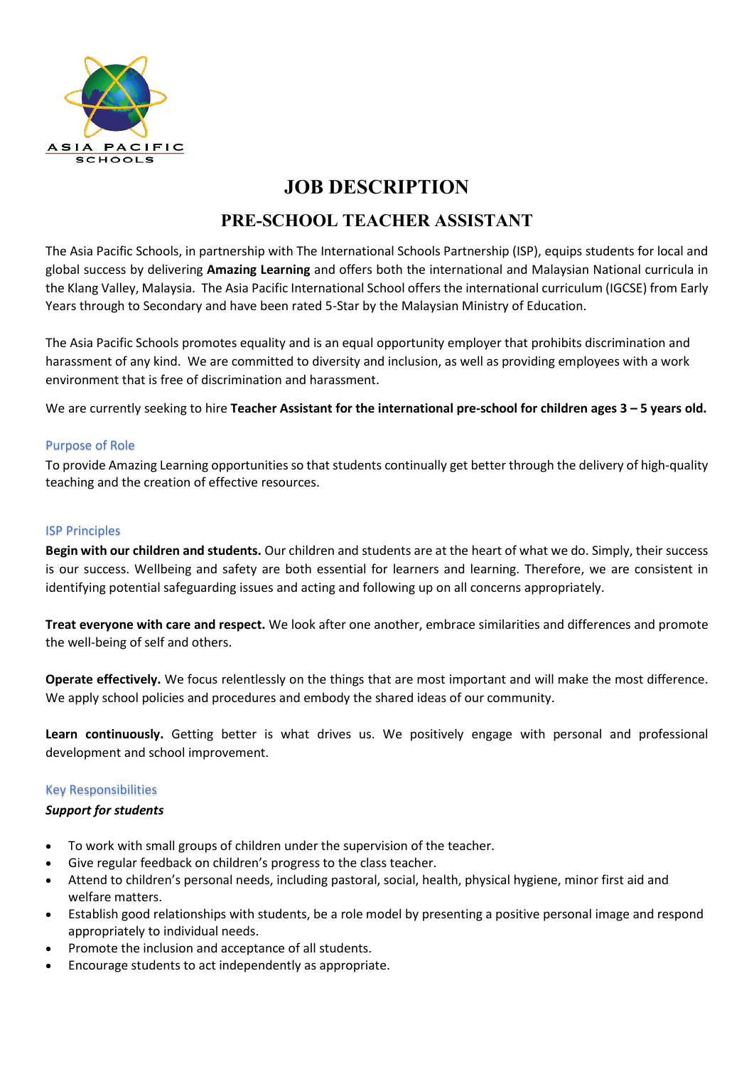# JOB DESCRIPTION

## PRE-SCHOOL TEACHER ASSISTANT

The Asia Pacific Schools, in partnership with The International Schools Partnership (ISP), equips students for local and global success by delivering **Amazing Learning** and offers both the international and Malaysian National curricula in the Klang Valley, Malaysia. The Asia Pacific International School offers the international curriculum (IGCSE) from Early Years through to Secondary and have been rated 5-Star by the Malaysian Ministry of Education.

The Asia Pacific Schools promotes equality and is an equal opportunity employer that prohibits discrimination and harassment of any kind. We are committed to diversity and inclusion, as well as providing employees with a work environment that is free of discrimination and harassment.

We are currently seeking to hire **Teacher Assistant for the international pre-school for children ages 3 – 5 years old.**

### Purpose of Role

To provide Amazing Learning opportunities so that students continually get better through the delivery of high-quality teaching and the creation of effective resources.

### ISP Principles

**Begin with our children and students.** Our children and students are at the heart of what we do. Simply, their success is our success. Wellbeing and safety are both essential for learners and learning. Therefore, we are consistent in identifying potential safeguarding issues and acting and following up on all concerns appropriately.

**Treat everyone with care and respect.** We look after one another, embrace similarities and differences and promote the well-being of self and others.

**Operate effectively.** We focus relentlessly on the things that are most important and will make the most difference. We apply school policies and procedures and embody the shared ideas of our community.

**Learn continuously.** Getting better is what drives us. We positively engage with personal and professional development and school improvement.

### Key Responsibilities

***Support for students***

- To work with small groups of children under the supervision of the teacher.
- Give regular feedback on children's progress to the class teacher.
- Attend to children's personal needs, including pastoral, social, health, physical hygiene, minor first aid and welfare matters.
- Establish good relationships with students, be a role model by presenting a positive personal image and respond appropriately to individual needs.
- Promote the inclusion and acceptance of all students.
- Encourage students to act independently as appropriate.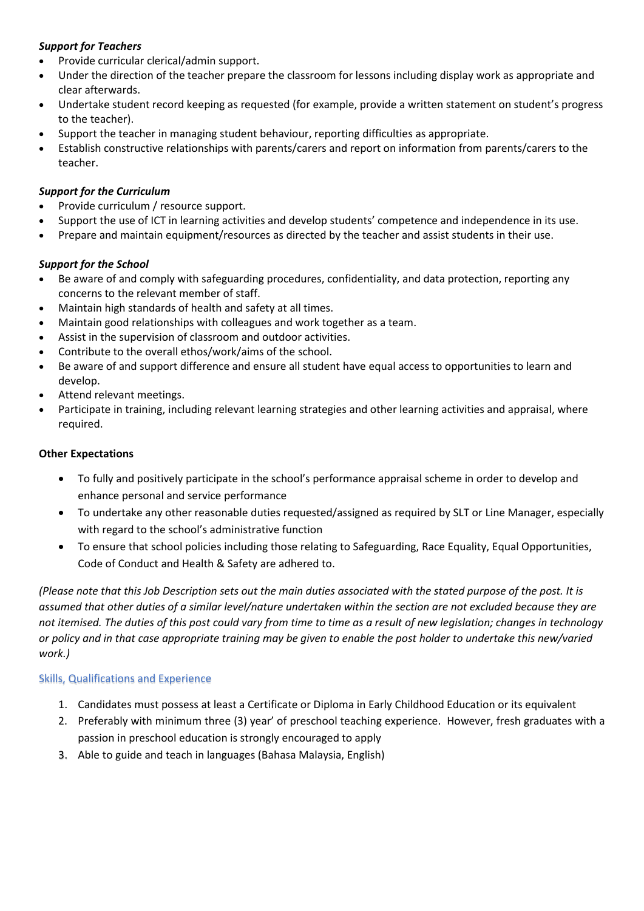***Support for Teachers***

- Provide curricular clerical/admin support.
- Under the direction of the teacher prepare the classroom for lessons including display work as appropriate and clear afterwards.
- Undertake student record keeping as requested (for example, provide a written statement on student's progress to the teacher).
- Support the teacher in managing student behaviour, reporting difficulties as appropriate.
- Establish constructive relationships with parents/carers and report on information from parents/carers to the teacher.

***Support for the Curriculum***

- Provide curriculum / resource support.
- Support the use of ICT in learning activities and develop students' competence and independence in its use.
- Prepare and maintain equipment/resources as directed by the teacher and assist students in their use.

***Support for the School***

- Be aware of and comply with safeguarding procedures, confidentiality, and data protection, reporting any concerns to the relevant member of staff.
- Maintain high standards of health and safety at all times.
- Maintain good relationships with colleagues and work together as a team.
- Assist in the supervision of classroom and outdoor activities.
- Contribute to the overall ethos/work/aims of the school.
- Be aware of and support difference and ensure all student have equal access to opportunities to learn and develop.
- Attend relevant meetings.
- Participate in training, including relevant learning strategies and other learning activities and appraisal, where required.

**Other Expectations**

- To fully and positively participate in the school's performance appraisal scheme in order to develop and enhance personal and service performance
- To undertake any other reasonable duties requested/assigned as required by SLT or Line Manager, especially with regard to the school's administrative function
- To ensure that school policies including those relating to Safeguarding, Race Equality, Equal Opportunities, Code of Conduct and Health & Safety are adhered to.

*(Please note that this Job Description sets out the main duties associated with the stated purpose of the post. It is assumed that other duties of a similar level/nature undertaken within the section are not excluded because they are not itemised. The duties of this post could vary from time to time as a result of new legislation; changes in technology or policy and in that case appropriate training may be given to enable the post holder to undertake this new/varied work.)*

## Skills, Qualifications and Experience

1. Candidates must possess at least a Certificate or Diploma in Early Childhood Education or its equivalent
2. Preferably with minimum three (3) year' of preschool teaching experience. However, fresh graduates with a passion in preschool education is strongly encouraged to apply
3. Able to guide and teach in languages (Bahasa Malaysia, English)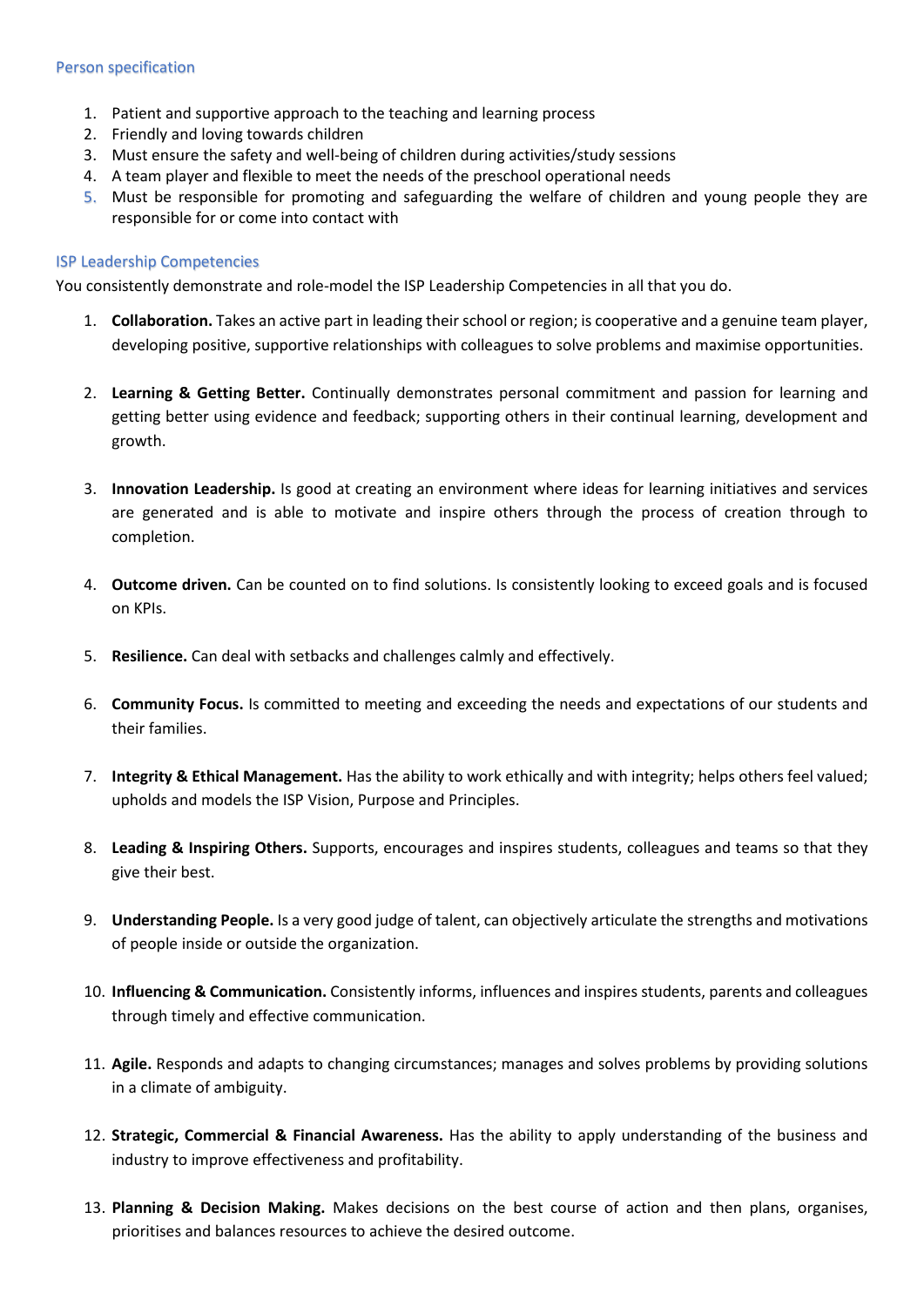## Person specification

1. Patient and supportive approach to the teaching and learning process
2. Friendly and loving towards children
3. Must ensure the safety and well-being of children during activities/study sessions
4. A team player and flexible to meet the needs of the preschool operational needs
5. Must be responsible for promoting and safeguarding the welfare of children and young people they are responsible for or come into contact with

## ISP Leadership Competencies

You consistently demonstrate and role-model the ISP Leadership Competencies in all that you do.

1. **Collaboration.** Takes an active part in leading their school or region; is cooperative and a genuine team player, developing positive, supportive relationships with colleagues to solve problems and maximise opportunities.

2. **Learning & Getting Better.** Continually demonstrates personal commitment and passion for learning and getting better using evidence and feedback; supporting others in their continual learning, development and growth.

3. **Innovation Leadership.** Is good at creating an environment where ideas for learning initiatives and services are generated and is able to motivate and inspire others through the process of creation through to completion.

4. **Outcome driven.** Can be counted on to find solutions. Is consistently looking to exceed goals and is focused on KPIs.

5. **Resilience.** Can deal with setbacks and challenges calmly and effectively.

6. **Community Focus.** Is committed to meeting and exceeding the needs and expectations of our students and their families.

7. **Integrity & Ethical Management.** Has the ability to work ethically and with integrity; helps others feel valued; upholds and models the ISP Vision, Purpose and Principles.

8. **Leading & Inspiring Others.** Supports, encourages and inspires students, colleagues and teams so that they give their best.

9. **Understanding People.** Is a very good judge of talent, can objectively articulate the strengths and motivations of people inside or outside the organization.

10. **Influencing & Communication.** Consistently informs, influences and inspires students, parents and colleagues through timely and effective communication.

11. **Agile.** Responds and adapts to changing circumstances; manages and solves problems by providing solutions in a climate of ambiguity.

12. **Strategic, Commercial & Financial Awareness.** Has the ability to apply understanding of the business and industry to improve effectiveness and profitability.

13. **Planning & Decision Making.** Makes decisions on the best course of action and then plans, organises, prioritises and balances resources to achieve the desired outcome.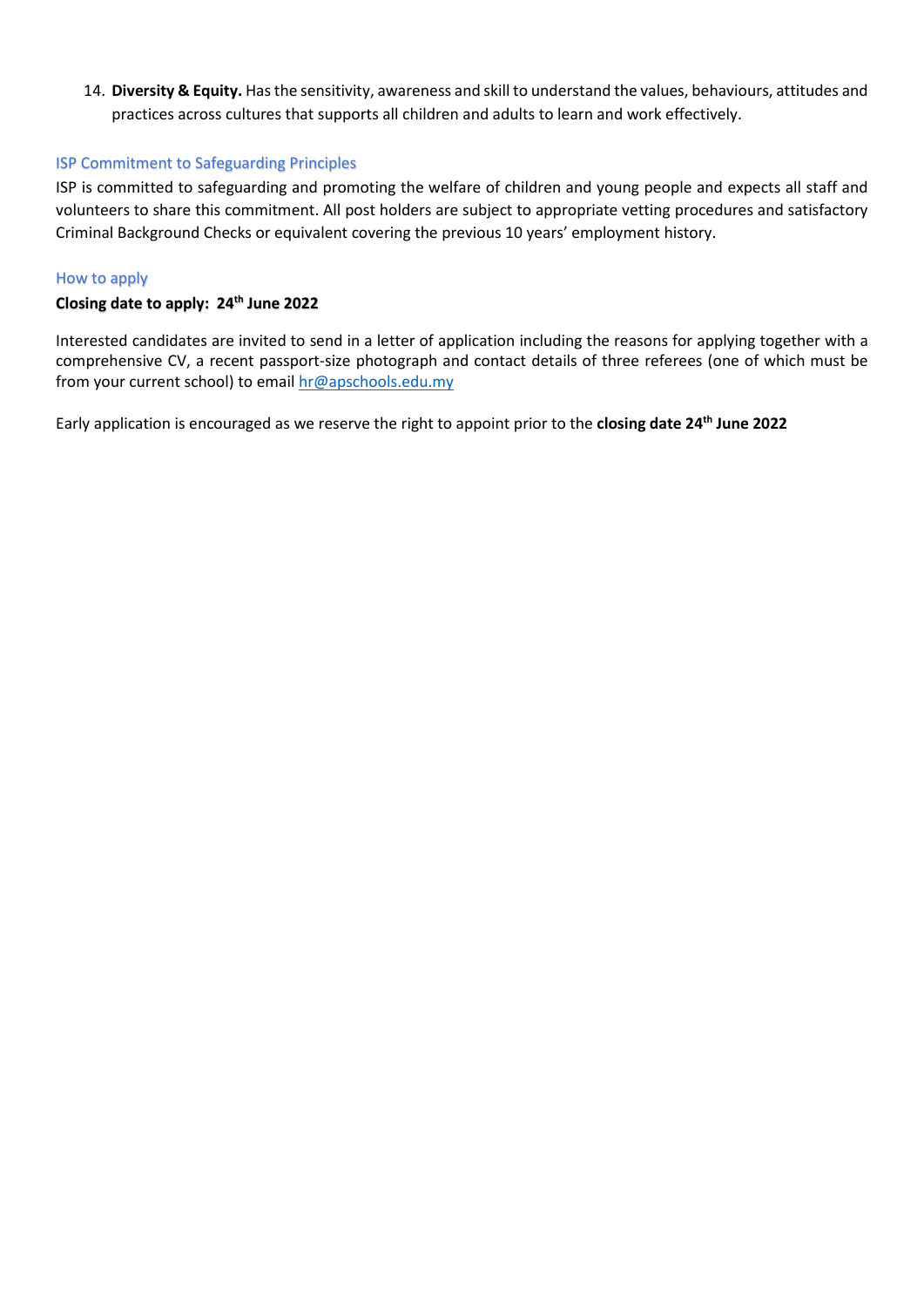14. **Diversity & Equity.** Has the sensitivity, awareness and skill to understand the values, behaviours, attitudes and practices across cultures that supports all children and adults to learn and work effectively.

## ISP Commitment to Safeguarding Principles

ISP is committed to safeguarding and promoting the welfare of children and young people and expects all staff and volunteers to share this commitment. All post holders are subject to appropriate vetting procedures and satisfactory Criminal Background Checks or equivalent covering the previous 10 years' employment history.

## How to apply

**Closing date to apply: 24th June 2022**

Interested candidates are invited to send in a letter of application including the reasons for applying together with a comprehensive CV, a recent passport-size photograph and contact details of three referees (one of which must be from your current school) to email hr@apschools.edu.my

Early application is encouraged as we reserve the right to appoint prior to the **closing date 24th June 2022**